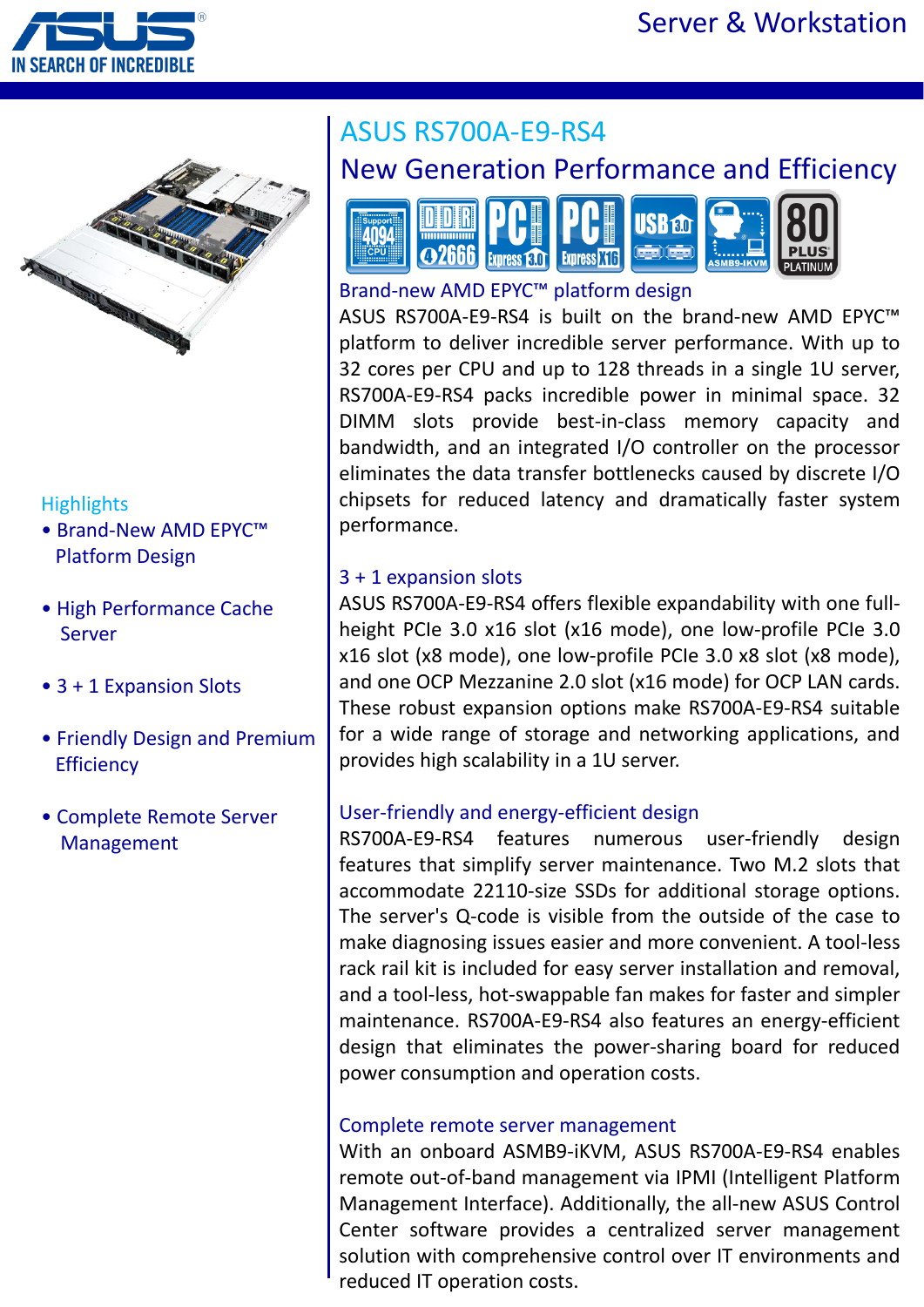# ASUS RS700A-E9-RS4

## New Generation Performance and Efficiency

### Highlights

- Brand-New AMD EPYC™ Platform Design
- High Performance Cache Server
- 3 + 1 Expansion Slots
- Friendly Design and Premium Efficiency
- Complete Remote Server Management

### Brand-new AMD EPYC™ platform design

ASUS RS700A-E9-RS4 is built on the brand-new AMD EPYC™ platform to deliver incredible server performance. With up to 32 cores per CPU and up to 128 threads in a single 1U server, RS700A-E9-RS4 packs incredible power in minimal space. 32 DIMM slots provide best-in-class memory capacity and bandwidth, and an integrated I/O controller on the processor eliminates the data transfer bottlenecks caused by discrete I/O chipsets for reduced latency and dramatically faster system performance.

### 3 + 1 expansion slots

ASUS RS700A-E9-RS4 offers flexible expandability with one full-height PCIe 3.0 x16 slot (x16 mode), one low-profile PCIe 3.0 x16 slot (x8 mode), one low-profile PCIe 3.0 x8 slot (x8 mode), and one OCP Mezzanine 2.0 slot (x16 mode) for OCP LAN cards. These robust expansion options make RS700A-E9-RS4 suitable for a wide range of storage and networking applications, and provides high scalability in a 1U server.

### User-friendly and energy-efficient design

RS700A-E9-RS4 features numerous user-friendly design features that simplify server maintenance. Two M.2 slots that accommodate 22110-size SSDs for additional storage options. The server's Q-code is visible from the outside of the case to make diagnosing issues easier and more convenient. A tool-less rack rail kit is included for easy server installation and removal, and a tool-less, hot-swappable fan makes for faster and simpler maintenance. RS700A-E9-RS4 also features an energy-efficient design that eliminates the power-sharing board for reduced power consumption and operation costs.

### Complete remote server management

With an onboard ASMB9-iKVM, ASUS RS700A-E9-RS4 enables remote out-of-band management via IPMI (Intelligent Platform Management Interface). Additionally, the all-new ASUS Control Center software provides a centralized server management solution with comprehensive control over IT environments and reduced IT operation costs.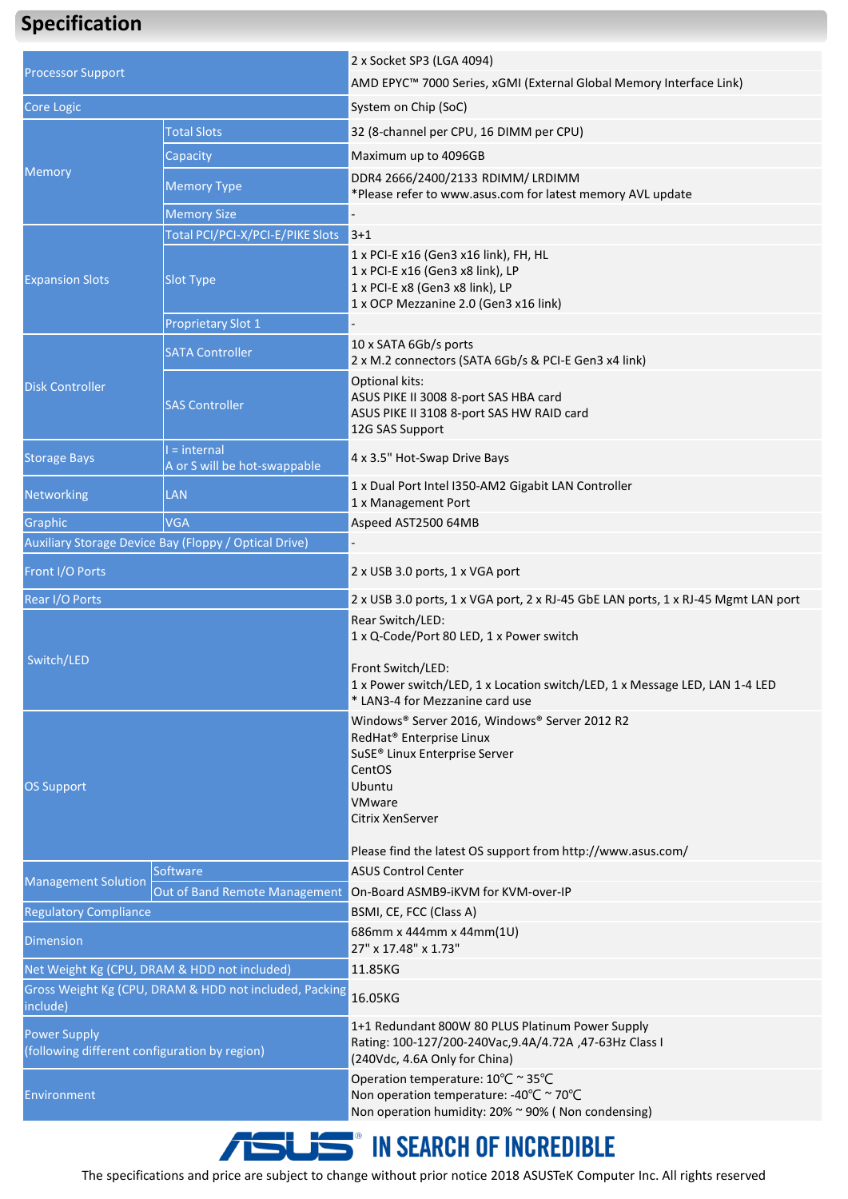## Specification

| | | |
|---|---|---|
| Processor Support | | 2 x Socket SP3 (LGA 4094) |
| | | AMD EPYC™ 7000 Series, xGMI (External Global Memory Interface Link) |
| Core Logic | | System on Chip (SoC) |
| Memory | Total Slots | 32 (8-channel per CPU, 16 DIMM per CPU) |
| | Capacity | Maximum up to 4096GB |
| | Memory Type | DDR4 2666/2400/2133 RDIMM/ LRDIMM<br>*Please refer to www.asus.com for latest memory AVL update |
| | Memory Size | - |
| Expansion Slots | Total PCI/PCI-X/PCI-E/PIKE Slots | 3+1 |
| | Slot Type | 1 x PCI-E x16 (Gen3 x16 link), FH, HL<br>1 x PCI-E x16 (Gen3 x8 link), LP<br>1 x PCI-E x8 (Gen3 x8 link), LP<br>1 x OCP Mezzanine 2.0 (Gen3 x16 link) |
| | Proprietary Slot 1 | - |
| Disk Controller | SATA Controller | 10 x SATA 6Gb/s ports<br>2 x M.2 connectors (SATA 6Gb/s & PCI-E Gen3 x4 link) |
| | SAS Controller | Optional kits:<br>ASUS PIKE II 3008 8-port SAS HBA card<br>ASUS PIKE II 3108 8-port SAS HW RAID card<br>12G SAS Support |
| Storage Bays | I = internal<br>A or S will be hot-swappable | 4 x 3.5" Hot-Swap Drive Bays |
| Networking | LAN | 1 x Dual Port Intel I350-AM2 Gigabit LAN Controller<br>1 x Management Port |
| Graphic | VGA | Aspeed AST2500 64MB |
| Auxiliary Storage Device Bay (Floppy / Optical Drive) | | - |
| Front I/O Ports | | 2 x USB 3.0 ports, 1 x VGA port |
| Rear I/O Ports | | 2 x USB 3.0 ports, 1 x VGA port, 2 x RJ-45 GbE LAN ports, 1 x RJ-45 Mgmt LAN port |
| Switch/LED | | Rear Switch/LED:<br>1 x Q-Code/Port 80 LED, 1 x Power switch<br><br>Front Switch/LED:<br>1 x Power switch/LED, 1 x Location switch/LED, 1 x Message LED, LAN 1-4 LED<br>* LAN3-4 for Mezzanine card use |
| OS Support | | Windows® Server 2016, Windows® Server 2012 R2<br>RedHat® Enterprise Linux<br>SuSE® Linux Enterprise Server<br>CentOS<br>Ubuntu<br>VMware<br>Citrix XenServer<br><br>Please find the latest OS support from http://www.asus.com/ |
| Management Solution | Software | ASUS Control Center |
| | Out of Band Remote Management | On-Board ASMB9-iKVM for KVM-over-IP |
| Regulatory Compliance | | BSMI, CE, FCC (Class A) |
| Dimension | | 686mm x 444mm x 44mm(1U)<br>27" x 17.48" x 1.73" |
| Net Weight Kg (CPU, DRAM & HDD not included) | | 11.85KG |
| Gross Weight Kg (CPU, DRAM & HDD not included, Packing include) | | 16.05KG |
| Power Supply<br>(following different configuration by region) | | 1+1 Redundant 800W 80 PLUS Platinum Power Supply<br>Rating: 100-127/200-240Vac,9.4A/4.72A ,47-63Hz Class I<br>(240Vdc, 4.6A Only for China) |
| Environment | | Operation temperature: 10℃ ~ 35℃<br>Non operation temperature: -40℃ ~ 70℃<br>Non operation humidity: 20% ~ 90% ( Non condensing) |

ASUS IN SEARCH OF INCREDIBLE

The specifications and price are subject to change without prior notice 2018 ASUSTeK Computer Inc. All rights reserved